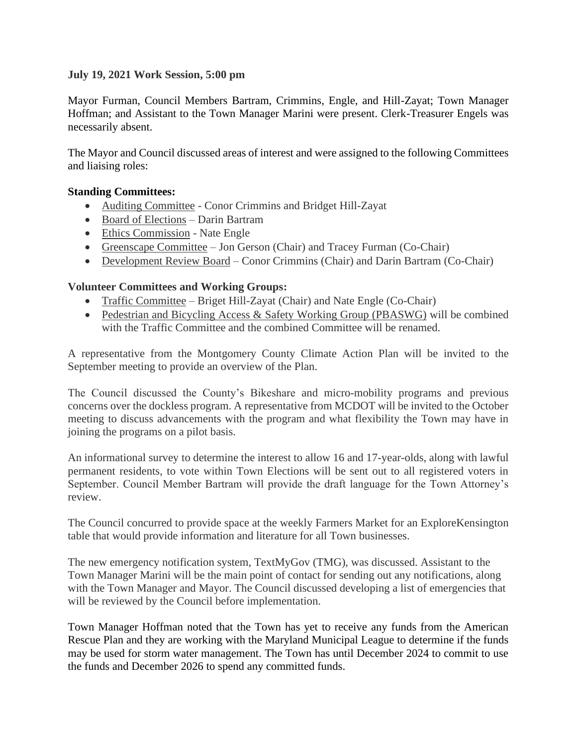**July 19, 2021 Work Session, 5:00 pm**

Mayor Furman, Council Members Bartram, Crimmins, Engle, and Hill-Zayat; Town Manager Hoffman; and Assistant to the Town Manager Marini were present. Clerk-Treasurer Engels was necessarily absent.

The Mayor and Council discussed areas of interest and were assigned to the following Committees and liaising roles:

**Standing Committees:**

- Auditing Committee - Conor Crimmins and Bridget Hill-Zayat
- Board of Elections – Darin Bartram
- Ethics Commission - Nate Engle
- Greenscape Committee – Jon Gerson (Chair) and Tracey Furman (Co-Chair)
- Development Review Board – Conor Crimmins (Chair) and Darin Bartram (Co-Chair)

**Volunteer Committees and Working Groups:**

- Traffic Committee – Briget Hill-Zayat (Chair) and Nate Engle (Co-Chair)
- Pedestrian and Bicycling Access & Safety Working Group (PBASWG) will be combined with the Traffic Committee and the combined Committee will be renamed.

A representative from the Montgomery County Climate Action Plan will be invited to the September meeting to provide an overview of the Plan.

The Council discussed the County's Bikeshare and micro-mobility programs and previous concerns over the dockless program. A representative from MCDOT will be invited to the October meeting to discuss advancements with the program and what flexibility the Town may have in joining the programs on a pilot basis.

An informational survey to determine the interest to allow 16 and 17-year-olds, along with lawful permanent residents, to vote within Town Elections will be sent out to all registered voters in September. Council Member Bartram will provide the draft language for the Town Attorney's review.

The Council concurred to provide space at the weekly Farmers Market for an ExploreKensington table that would provide information and literature for all Town businesses.

The new emergency notification system, TextMyGov (TMG), was discussed. Assistant to the Town Manager Marini will be the main point of contact for sending out any notifications, along with the Town Manager and Mayor. The Council discussed developing a list of emergencies that will be reviewed by the Council before implementation.

Town Manager Hoffman noted that the Town has yet to receive any funds from the American Rescue Plan and they are working with the Maryland Municipal League to determine if the funds may be used for storm water management. The Town has until December 2024 to commit to use the funds and December 2026 to spend any committed funds.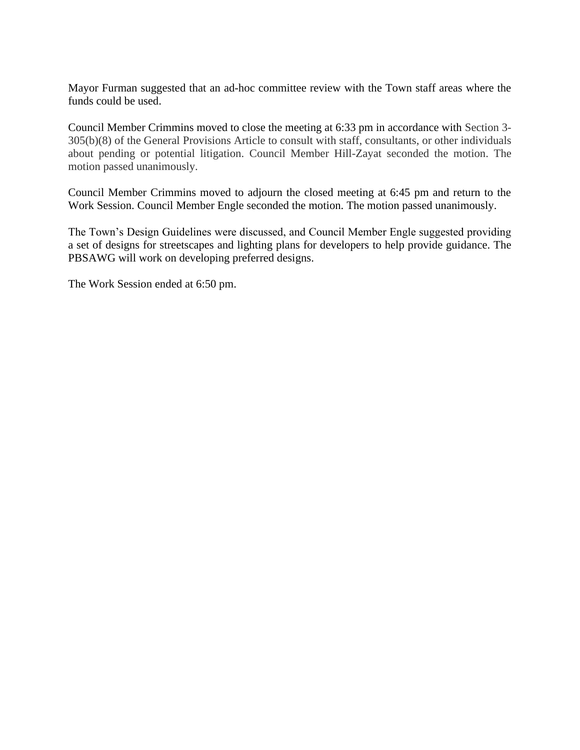Mayor Furman suggested that an ad-hoc committee review with the Town staff areas where the funds could be used.

Council Member Crimmins moved to close the meeting at 6:33 pm in accordance with Section 3-305(b)(8) of the General Provisions Article to consult with staff, consultants, or other individuals about pending or potential litigation. Council Member Hill-Zayat seconded the motion. The motion passed unanimously.

Council Member Crimmins moved to adjourn the closed meeting at 6:45 pm and return to the Work Session. Council Member Engle seconded the motion. The motion passed unanimously.

The Town's Design Guidelines were discussed, and Council Member Engle suggested providing a set of designs for streetscapes and lighting plans for developers to help provide guidance. The PBSAWG will work on developing preferred designs.

The Work Session ended at 6:50 pm.